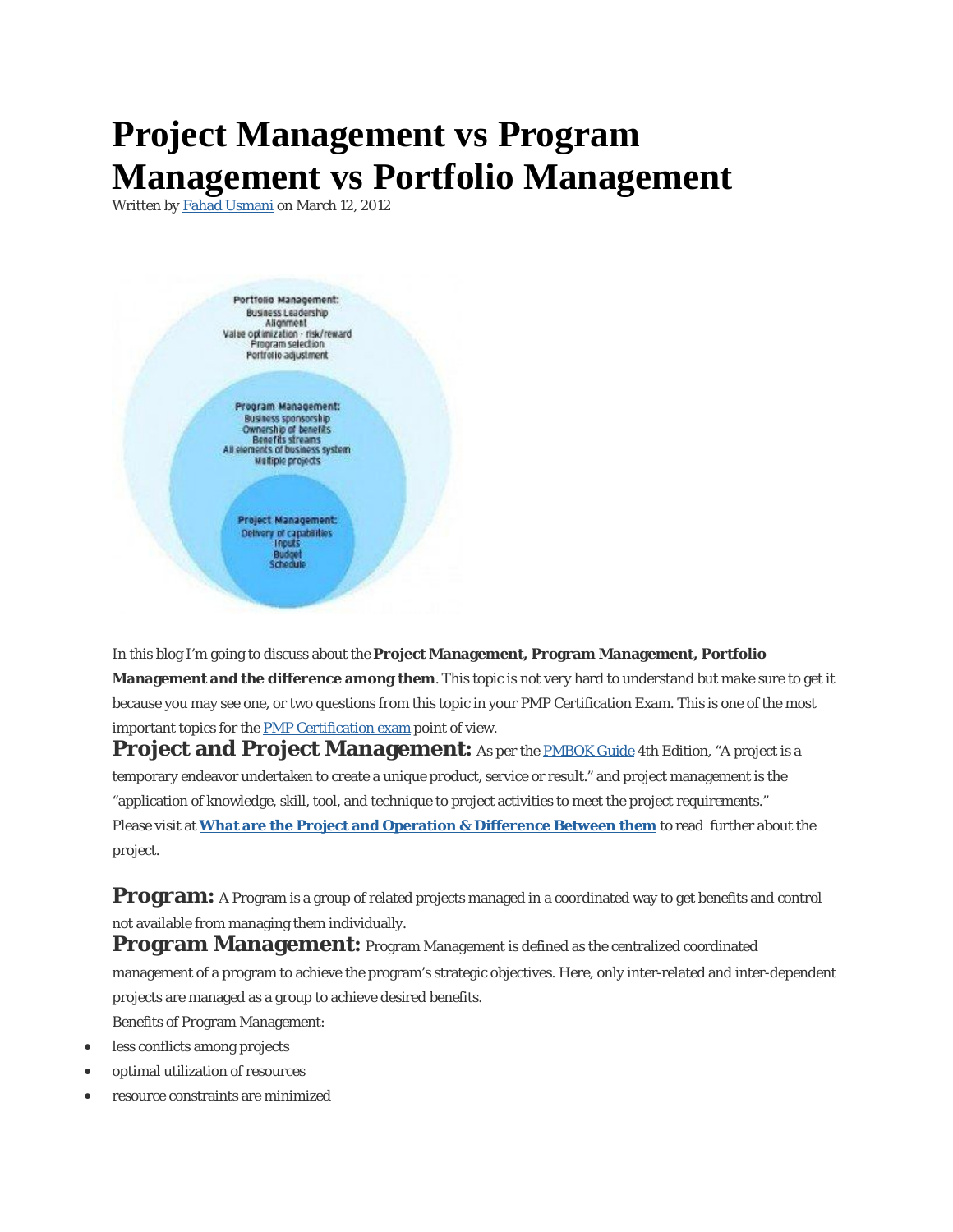# Project Management vs Program Management vs Portfolio Management

Written by Fahad Usmani on March 12, 2012

In this blog I'm going to discuss about the **Project Management, Program Management, Portfolio Management and the difference among them**. This topic is not very hard to understand but make sure to get it because you may see one, or two questions from this topic in your PMP Certification Exam. This is one of the most important topics for the PMP Certification exam point of view.

**Project and Project Management:** As per the PMBOK Guide 4th Edition, "A project is a temporary endeavor undertaken to create a unique product, service or result." and project management is the "application of knowledge, skill, tool, and technique to project activities to meet the project requirements."

Please visit at **What are the Project and Operation & Difference Between them** to read further about the project.

**Program:** A Program is a group of related projects managed in a coordinated way to get benefits and control not available from managing them individually.

**Program Management:** Program Management is defined as the centralized coordinated management of a program to achieve the program's strategic objectives. Here, only inter-related and inter-dependent projects are managed as a group to achieve desired benefits.

Benefits of Program Management:

- less conflicts among projects
- optimal utilization of resources
- resource constraints are minimized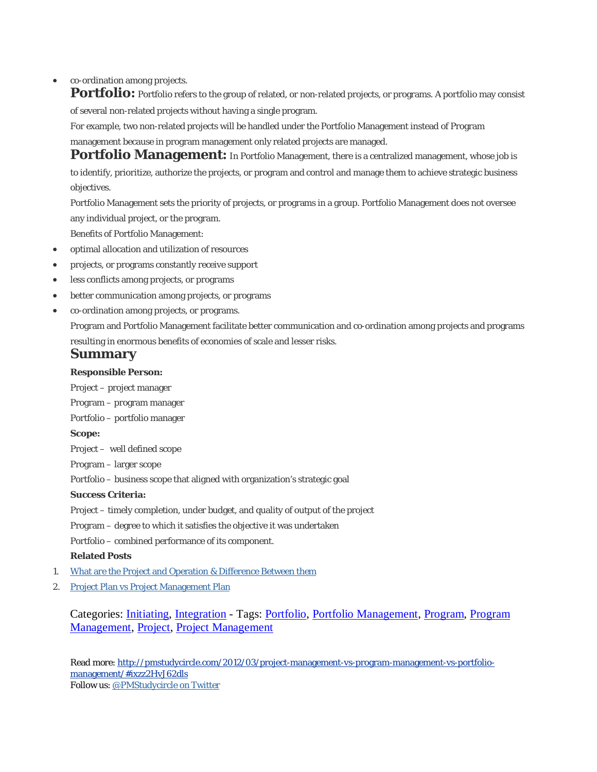- co-ordination among projects.

**Portfolio:** Portfolio refers to the group of related, or non-related projects, or programs. A portfolio may consist of several non-related projects without having a single program.

For example, two non-related projects will be handled under the Portfolio Management instead of Program management because in program management only related projects are managed.

**Portfolio Management:** In Portfolio Management, there is a centralized management, whose job is to identify, prioritize, authorize the projects, or program and control and manage them to achieve strategic business objectives.

Portfolio Management sets the priority of projects, or programs in a group. Portfolio Management does not oversee any individual project, or the program.

Benefits of Portfolio Management:

- optimal allocation and utilization of resources
- projects, or programs constantly receive support
- less conflicts among projects, or programs
- better communication among projects, or programs
- co-ordination among projects, or programs.

Program and Portfolio Management facilitate better communication and co-ordination among projects and programs resulting in enormous benefits of economies of scale and lesser risks.

## Summary

**Responsible Person:**

Project – project manager

Program – program manager

Portfolio – portfolio manager

**Scope:**

Project – well defined scope

Program – larger scope

Portfolio – business scope that aligned with organization's strategic goal

**Success Criteria:**

Project – timely completion, under budget, and quality of output of the project

Program – degree to which it satisfies the objective it was undertaken

Portfolio – combined performance of its component.

**Related Posts**

1. What are the Project and Operation & Difference Between them
2. Project Plan vs Project Management Plan

Categories: Initiating, Integration - Tags: Portfolio, Portfolio Management, Program, Program Management, Project, Project Management

Read more: http://pmstudycircle.com/2012/03/project-management-vs-program-management-vs-portfolio-management/#ixzz2HvJ62dls
Follow us: @PMStudycircle on Twitter